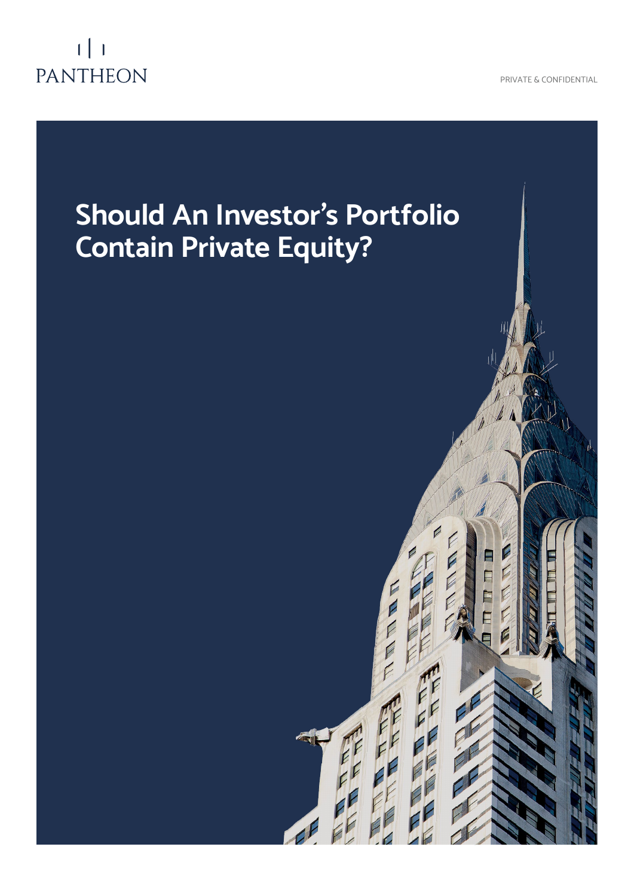PANTHEON

PRIVATE & CONFIDENTIAL

# Should An Investor's Portfolio Contain Private Equity?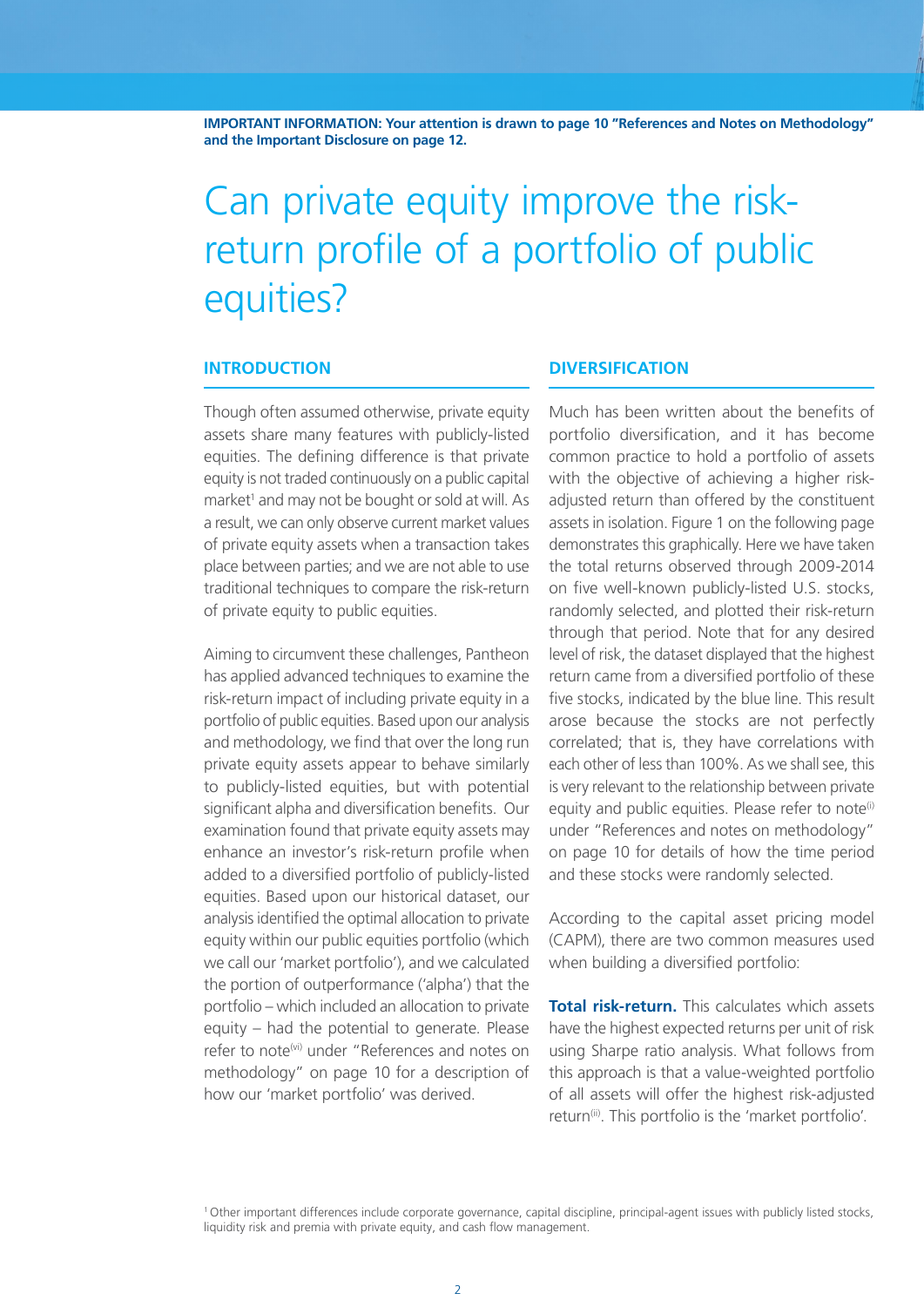**IMPORTANT INFORMATION: Your attention is drawn to page 10 "References and Notes on Methodology" and the Important Disclosure on page 12.**

# Can private equity improve the risk-return profile of a portfolio of public equities?

## INTRODUCTION

Though often assumed otherwise, private equity assets share many features with publicly-listed equities. The defining difference is that private equity is not traded continuously on a public capital market[1] and may not be bought or sold at will. As a result, we can only observe current market values of private equity assets when a transaction takes place between parties; and we are not able to use traditional techniques to compare the risk-return of private equity to public equities.

Aiming to circumvent these challenges, Pantheon has applied advanced techniques to examine the risk-return impact of including private equity in a portfolio of public equities. Based upon our analysis and methodology, we find that over the long run private equity assets appear to behave similarly to publicly-listed equities, but with potential significant alpha and diversification benefits. Our examination found that private equity assets may enhance an investor's risk-return profile when added to a diversified portfolio of publicly-listed equities. Based upon our historical dataset, our analysis identified the optimal allocation to private equity within our public equities portfolio (which we call our 'market portfolio'), and we calculated the portion of outperformance ('alpha') that the portfolio – which included an allocation to private equity – had the potential to generate. Please refer to note[(vi)] under "References and notes on methodology" on page 10 for a description of how our 'market portfolio' was derived.

## DIVERSIFICATION

Much has been written about the benefits of portfolio diversification, and it has become common practice to hold a portfolio of assets with the objective of achieving a higher risk-adjusted return than offered by the constituent assets in isolation. Figure 1 on the following page demonstrates this graphically. Here we have taken the total returns observed through 2009-2014 on five well-known publicly-listed U.S. stocks, randomly selected, and plotted their risk-return through that period. Note that for any desired level of risk, the dataset displayed that the highest return came from a diversified portfolio of these five stocks, indicated by the blue line. This result arose because the stocks are not perfectly correlated; that is, they have correlations with each other of less than 100%. As we shall see, this is very relevant to the relationship between private equity and public equities. Please refer to note[(i)] under "References and notes on methodology" on page 10 for details of how the time period and these stocks were randomly selected.

According to the capital asset pricing model (CAPM), there are two common measures used when building a diversified portfolio:

**Total risk-return.** This calculates which assets have the highest expected returns per unit of risk using Sharpe ratio analysis. What follows from this approach is that a value-weighted portfolio of all assets will offer the highest risk-adjusted return[(ii)]. This portfolio is the 'market portfolio'.

[1] Other important differences include corporate governance, capital discipline, principal-agent issues with publicly listed stocks, liquidity risk and premia with private equity, and cash flow management.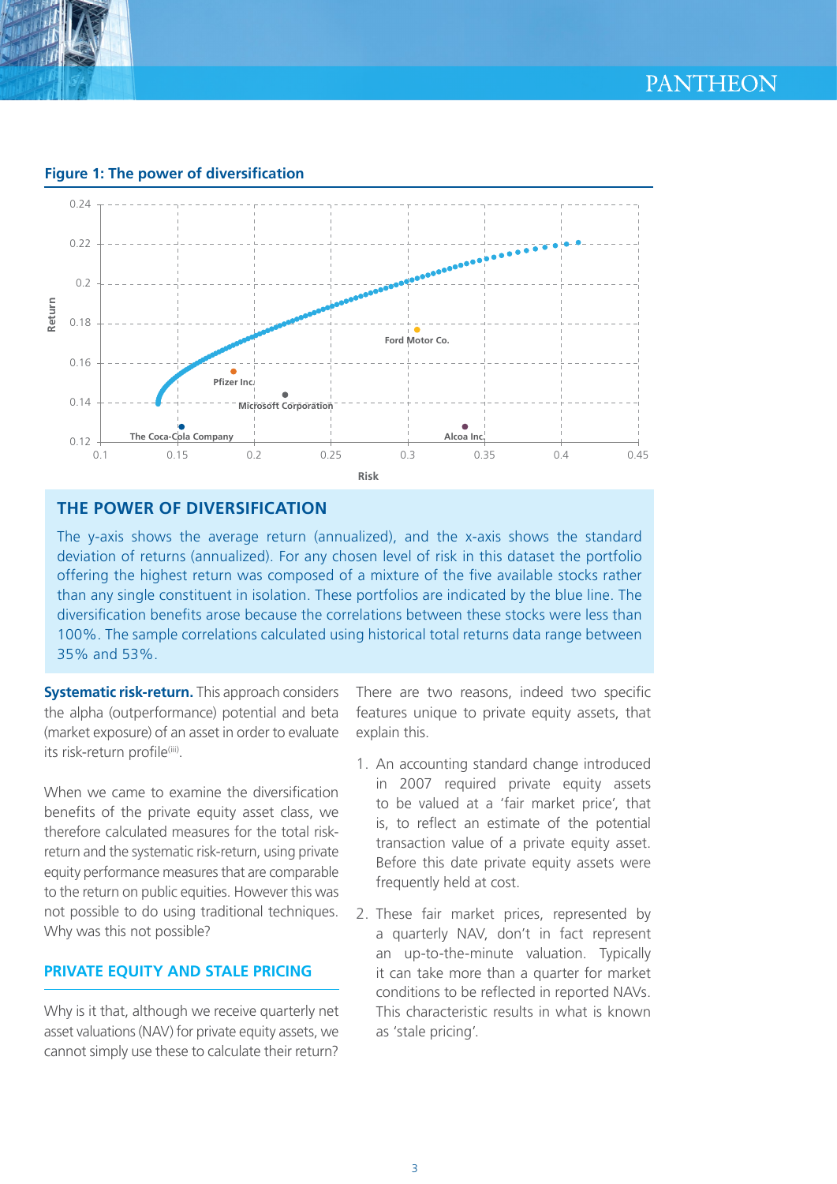**Figure 1: The power of diversification**

## THE POWER OF DIVERSIFICATION

The y-axis shows the average return (annualized), and the x-axis shows the standard deviation of returns (annualized). For any chosen level of risk in this dataset the portfolio offering the highest return was composed of a mixture of the five available stocks rather than any single constituent in isolation. These portfolios are indicated by the blue line. The diversification benefits arose because the correlations between these stocks were less than 100%. The sample correlations calculated using historical total returns data range between 35% and 53%.

**Systematic risk-return.** This approach considers the alpha (outperformance) potential and beta (market exposure) of an asset in order to evaluate its risk-return profile[iii].

When we came to examine the diversification benefits of the private equity asset class, we therefore calculated measures for the total risk-return and the systematic risk-return, using private equity performance measures that are comparable to the return on public equities. However this was not possible to do using traditional techniques. Why was this not possible?

## PRIVATE EQUITY AND STALE PRICING

Why is it that, although we receive quarterly net asset valuations (NAV) for private equity assets, we cannot simply use these to calculate their return?

There are two reasons, indeed two specific features unique to private equity assets, that explain this.

1. An accounting standard change introduced in 2007 required private equity assets to be valued at a 'fair market price', that is, to reflect an estimate of the potential transaction value of a private equity asset. Before this date private equity assets were frequently held at cost.

2. These fair market prices, represented by a quarterly NAV, don't in fact represent an up-to-the-minute valuation. Typically it can take more than a quarter for market conditions to be reflected in reported NAVs. This characteristic results in what is known as 'stale pricing'.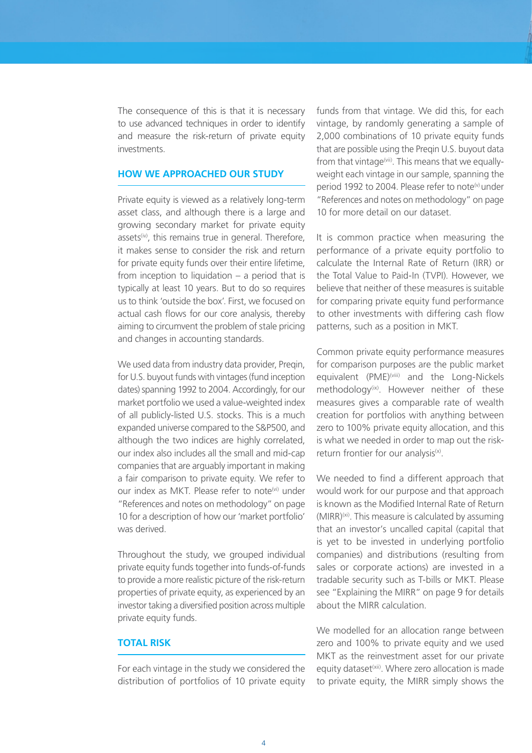The consequence of this is that it is necessary to use advanced techniques in order to identify and measure the risk-return of private equity investments.

## HOW WE APPROACHED OUR STUDY

Private equity is viewed as a relatively long-term asset class, and although there is a large and growing secondary market for private equity assets[iv], this remains true in general. Therefore, it makes sense to consider the risk and return for private equity funds over their entire lifetime, from inception to liquidation – a period that is typically at least 10 years. But to do so requires us to think 'outside the box'. First, we focused on actual cash flows for our core analysis, thereby aiming to circumvent the problem of stale pricing and changes in accounting standards.

We used data from industry data provider, Preqin, for U.S. buyout funds with vintages (fund inception dates) spanning 1992 to 2004. Accordingly, for our market portfolio we used a value-weighted index of all publicly-listed U.S. stocks. This is a much expanded universe compared to the S&P500, and although the two indices are highly correlated, our index also includes all the small and mid-cap companies that are arguably important in making a fair comparison to private equity. We refer to our index as MKT. Please refer to note[vi] under "References and notes on methodology" on page 10 for a description of how our 'market portfolio' was derived.

Throughout the study, we grouped individual private equity funds together into funds-of-funds to provide a more realistic picture of the risk-return properties of private equity, as experienced by an investor taking a diversified position across multiple private equity funds.

## TOTAL RISK

For each vintage in the study we considered the distribution of portfolios of 10 private equity funds from that vintage. We did this, for each vintage, by randomly generating a sample of 2,000 combinations of 10 private equity funds that are possible using the Preqin U.S. buyout data from that vintage[vii]. This means that we equally-weight each vintage in our sample, spanning the period 1992 to 2004. Please refer to note[v] under "References and notes on methodology" on page 10 for more detail on our dataset.

It is common practice when measuring the performance of a private equity portfolio to calculate the Internal Rate of Return (IRR) or the Total Value to Paid-In (TVPI). However, we believe that neither of these measures is suitable for comparing private equity fund performance to other investments with differing cash flow patterns, such as a position in MKT.

Common private equity performance measures for comparison purposes are the public market equivalent (PME)[viii] and the Long-Nickels methodology[ix]. However neither of these measures gives a comparable rate of wealth creation for portfolios with anything between zero to 100% private equity allocation, and this is what we needed in order to map out the risk-return frontier for our analysis[x].

We needed to find a different approach that would work for our purpose and that approach is known as the Modified Internal Rate of Return (MIRR)[xi]. This measure is calculated by assuming that an investor's uncalled capital (capital that is yet to be invested in underlying portfolio companies) and distributions (resulting from sales or corporate actions) are invested in a tradable security such as T-bills or MKT. Please see "Explaining the MIRR" on page 9 for details about the MIRR calculation.

We modelled for an allocation range between zero and 100% to private equity and we used MKT as the reinvestment asset for our private equity dataset[xii]. Where zero allocation is made to private equity, the MIRR simply shows the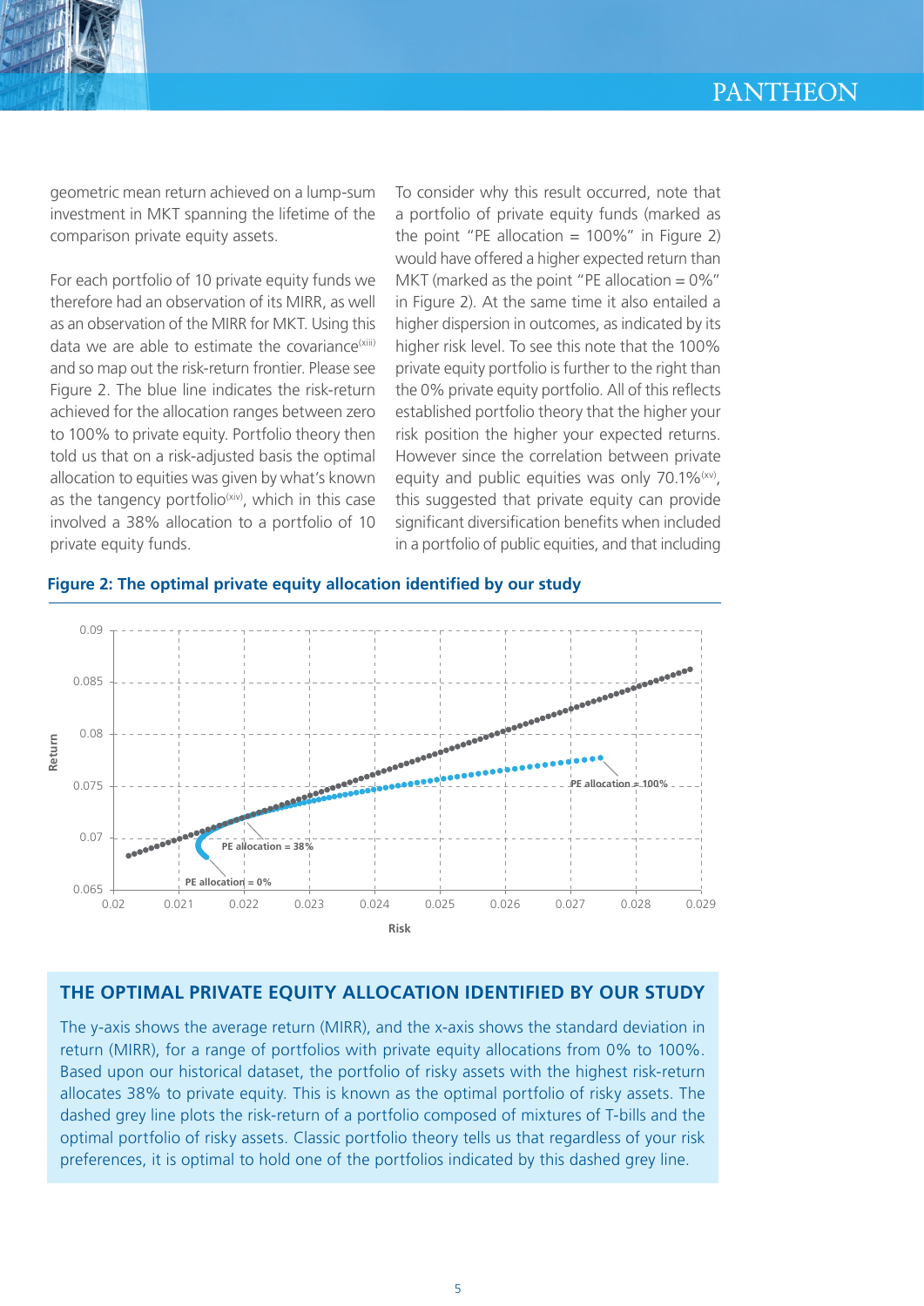geometric mean return achieved on a lump-sum investment in MKT spanning the lifetime of the comparison private equity assets.

For each portfolio of 10 private equity funds we therefore had an observation of its MIRR, as well as an observation of the MIRR for MKT. Using this data we are able to estimate the covariance[xiii] and so map out the risk-return frontier. Please see Figure 2. The blue line indicates the risk-return achieved for the allocation ranges between zero to 100% to private equity. Portfolio theory then told us that on a risk-adjusted basis the optimal allocation to equities was given by what's known as the tangency portfolio[xiv], which in this case involved a 38% allocation to a portfolio of 10 private equity funds.

To consider why this result occurred, note that a portfolio of private equity funds (marked as the point "PE allocation = 100%" in Figure 2) would have offered a higher expected return than MKT (marked as the point "PE allocation = 0%" in Figure 2). At the same time it also entailed a higher dispersion in outcomes, as indicated by its higher risk level. To see this note that the 100% private equity portfolio is further to the right than the 0% private equity portfolio. All of this reflects established portfolio theory that the higher your risk position the higher your expected returns. However since the correlation between private equity and public equities was only 70.1%[xv], this suggested that private equity can provide significant diversification benefits when included in a portfolio of public equities, and that including

**Figure 2: The optimal private equity allocation identified by our study**

## THE OPTIMAL PRIVATE EQUITY ALLOCATION IDENTIFIED BY OUR STUDY

The y-axis shows the average return (MIRR), and the x-axis shows the standard deviation in return (MIRR), for a range of portfolios with private equity allocations from 0% to 100%. Based upon our historical dataset, the portfolio of risky assets with the highest risk-return allocates 38% to private equity. This is known as the optimal portfolio of risky assets. The dashed grey line plots the risk-return of a portfolio composed of mixtures of T-bills and the optimal portfolio of risky assets. Classic portfolio theory tells us that regardless of your risk preferences, it is optimal to hold one of the portfolios indicated by this dashed grey line.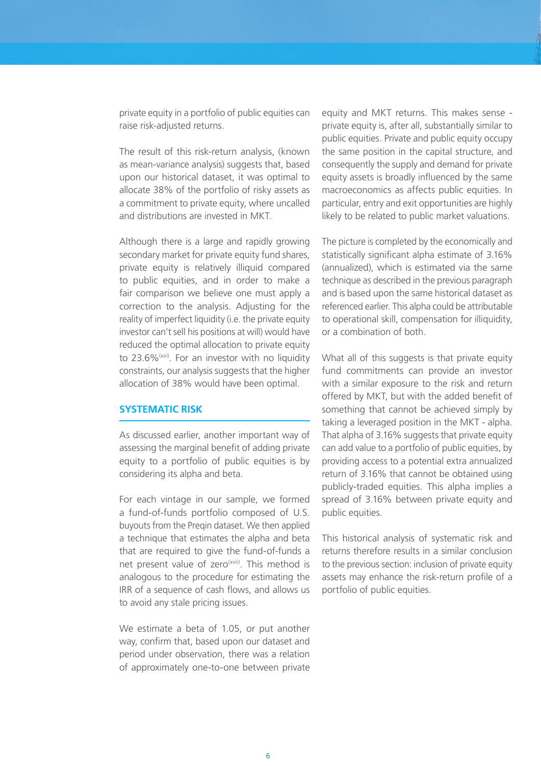private equity in a portfolio of public equities can raise risk-adjusted returns.

The result of this risk-return analysis, (known as mean-variance analysis) suggests that, based upon our historical dataset, it was optimal to allocate 38% of the portfolio of risky assets as a commitment to private equity, where uncalled and distributions are invested in MKT.

Although there is a large and rapidly growing secondary market for private equity fund shares, private equity is relatively illiquid compared to public equities, and in order to make a fair comparison we believe one must apply a correction to the analysis. Adjusting for the reality of imperfect liquidity (i.e. the private equity investor can't sell his positions at will) would have reduced the optimal allocation to private equity to 23.6%[xvi]. For an investor with no liquidity constraints, our analysis suggests that the higher allocation of 38% would have been optimal.

## SYSTEMATIC RISK

As discussed earlier, another important way of assessing the marginal benefit of adding private equity to a portfolio of public equities is by considering its alpha and beta.

For each vintage in our sample, we formed a fund-of-funds portfolio composed of U.S. buyouts from the Preqin dataset. We then applied a technique that estimates the alpha and beta that are required to give the fund-of-funds a net present value of zero[xvii]. This method is analogous to the procedure for estimating the IRR of a sequence of cash flows, and allows us to avoid any stale pricing issues.

We estimate a beta of 1.05, or put another way, confirm that, based upon our dataset and period under observation, there was a relation of approximately one-to-one between private equity and MKT returns. This makes sense - private equity is, after all, substantially similar to public equities. Private and public equity occupy the same position in the capital structure, and consequently the supply and demand for private equity assets is broadly influenced by the same macroeconomics as affects public equities. In particular, entry and exit opportunities are highly likely to be related to public market valuations.

The picture is completed by the economically and statistically significant alpha estimate of 3.16% (annualized), which is estimated via the same technique as described in the previous paragraph and is based upon the same historical dataset as referenced earlier. This alpha could be attributable to operational skill, compensation for illiquidity, or a combination of both.

What all of this suggests is that private equity fund commitments can provide an investor with a similar exposure to the risk and return offered by MKT, but with the added benefit of something that cannot be achieved simply by taking a leveraged position in the MKT - alpha. That alpha of 3.16% suggests that private equity can add value to a portfolio of public equities, by providing access to a potential extra annualized return of 3.16% that cannot be obtained using publicly-traded equities. This alpha implies a spread of 3.16% between private equity and public equities.

This historical analysis of systematic risk and returns therefore results in a similar conclusion to the previous section: inclusion of private equity assets may enhance the risk-return profile of a portfolio of public equities.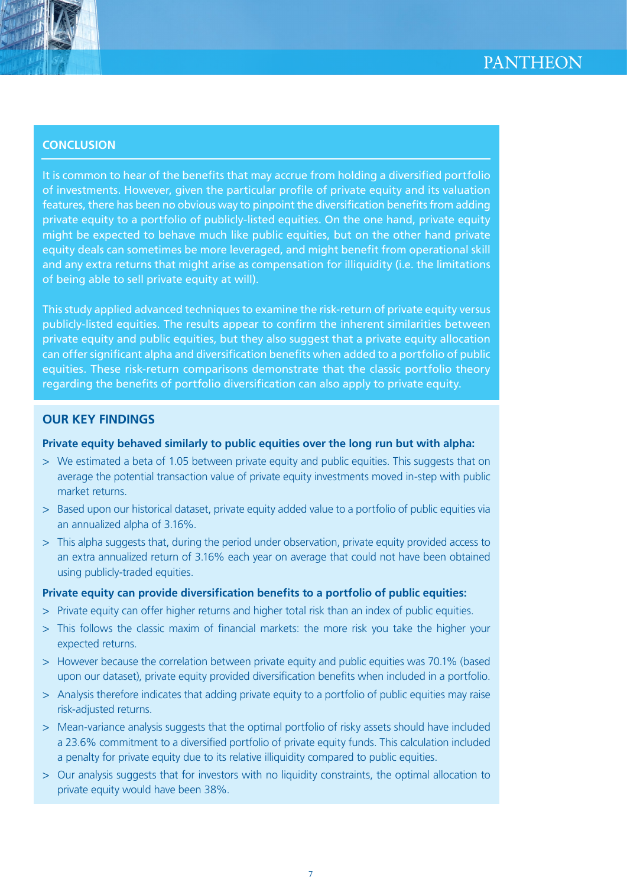## CONCLUSION

It is common to hear of the benefits that may accrue from holding a diversified portfolio of investments. However, given the particular profile of private equity and its valuation features, there has been no obvious way to pinpoint the diversification benefits from adding private equity to a portfolio of publicly-listed equities. On the one hand, private equity might be expected to behave much like public equities, but on the other hand private equity deals can sometimes be more leveraged, and might benefit from operational skill and any extra returns that might arise as compensation for illiquidity (i.e. the limitations of being able to sell private equity at will).

This study applied advanced techniques to examine the risk-return of private equity versus publicly-listed equities. The results appear to confirm the inherent similarities between private equity and public equities, but they also suggest that a private equity allocation can offer significant alpha and diversification benefits when added to a portfolio of public equities. These risk-return comparisons demonstrate that the classic portfolio theory regarding the benefits of portfolio diversification can also apply to private equity.

## OUR KEY FINDINGS

**Private equity behaved similarly to public equities over the long run but with alpha:**

- We estimated a beta of 1.05 between private equity and public equities. This suggests that on average the potential transaction value of private equity investments moved in-step with public market returns.
- Based upon our historical dataset, private equity added value to a portfolio of public equities via an annualized alpha of 3.16%.
- This alpha suggests that, during the period under observation, private equity provided access to an extra annualized return of 3.16% each year on average that could not have been obtained using publicly-traded equities.

**Private equity can provide diversification benefits to a portfolio of public equities:**

- Private equity can offer higher returns and higher total risk than an index of public equities.
- This follows the classic maxim of financial markets: the more risk you take the higher your expected returns.
- However because the correlation between private equity and public equities was 70.1% (based upon our dataset), private equity provided diversification benefits when included in a portfolio.
- Analysis therefore indicates that adding private equity to a portfolio of public equities may raise risk-adjusted returns.
- Mean-variance analysis suggests that the optimal portfolio of risky assets should have included a 23.6% commitment to a diversified portfolio of private equity funds. This calculation included a penalty for private equity due to its relative illiquidity compared to public equities.
- Our analysis suggests that for investors with no liquidity constraints, the optimal allocation to private equity would have been 38%.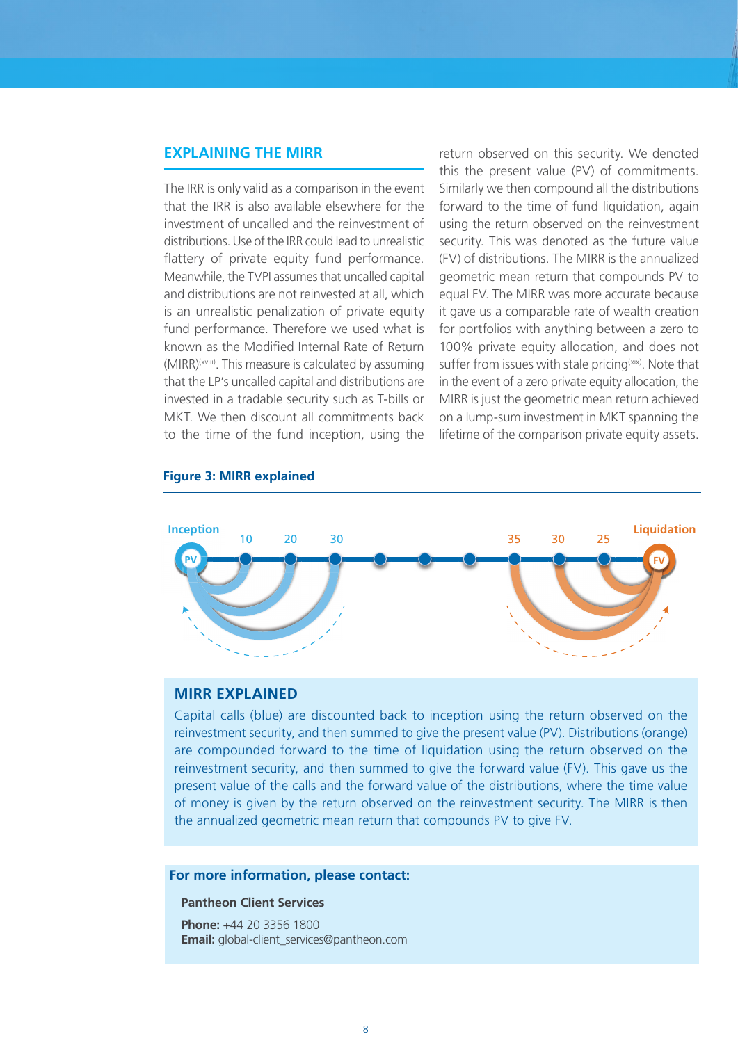## EXPLAINING THE MIRR

The IRR is only valid as a comparison in the event that the IRR is also available elsewhere for the investment of uncalled and the reinvestment of distributions. Use of the IRR could lead to unrealistic flattery of private equity fund performance. Meanwhile, the TVPI assumes that uncalled capital and distributions are not reinvested at all, which is an unrealistic penalization of private equity fund performance. Therefore we used what is known as the Modified Internal Rate of Return (MIRR)[xviii]. This measure is calculated by assuming that the LP's uncalled capital and distributions are invested in a tradable security such as T-bills or MKT. We then discount all commitments back to the time of the fund inception, using the return observed on this security. We denoted this the present value (PV) of commitments. Similarly we then compound all the distributions forward to the time of fund liquidation, again using the return observed on the reinvestment security. This was denoted as the future value (FV) of distributions. The MIRR is the annualized geometric mean return that compounds PV to equal FV. The MIRR was more accurate because it gave us a comparable rate of wealth creation for portfolios with anything between a zero to 100% private equity allocation, and does not suffer from issues with stale pricing[xix]. Note that in the event of a zero private equity allocation, the MIRR is just the geometric mean return achieved on a lump-sum investment in MKT spanning the lifetime of the comparison private equity assets.

**Figure 3: MIRR explained**

Inception — PV — 10 — 20 — 30 — 35 — 30 — 25 — FV — Liquidation

### MIRR EXPLAINED

Capital calls (blue) are discounted back to inception using the return observed on the reinvestment security, and then summed to give the present value (PV). Distributions (orange) are compounded forward to the time of liquidation using the return observed on the reinvestment security, and then summed to give the forward value (FV). This gave us the present value of the calls and the forward value of the distributions, where the time value of money is given by the return observed on the reinvestment security. The MIRR is then the annualized geometric mean return that compounds PV to give FV.

**For more information, please contact:**

**Pantheon Client Services**

**Phone:** +44 20 3356 1800
**Email:** global-client_services@pantheon.com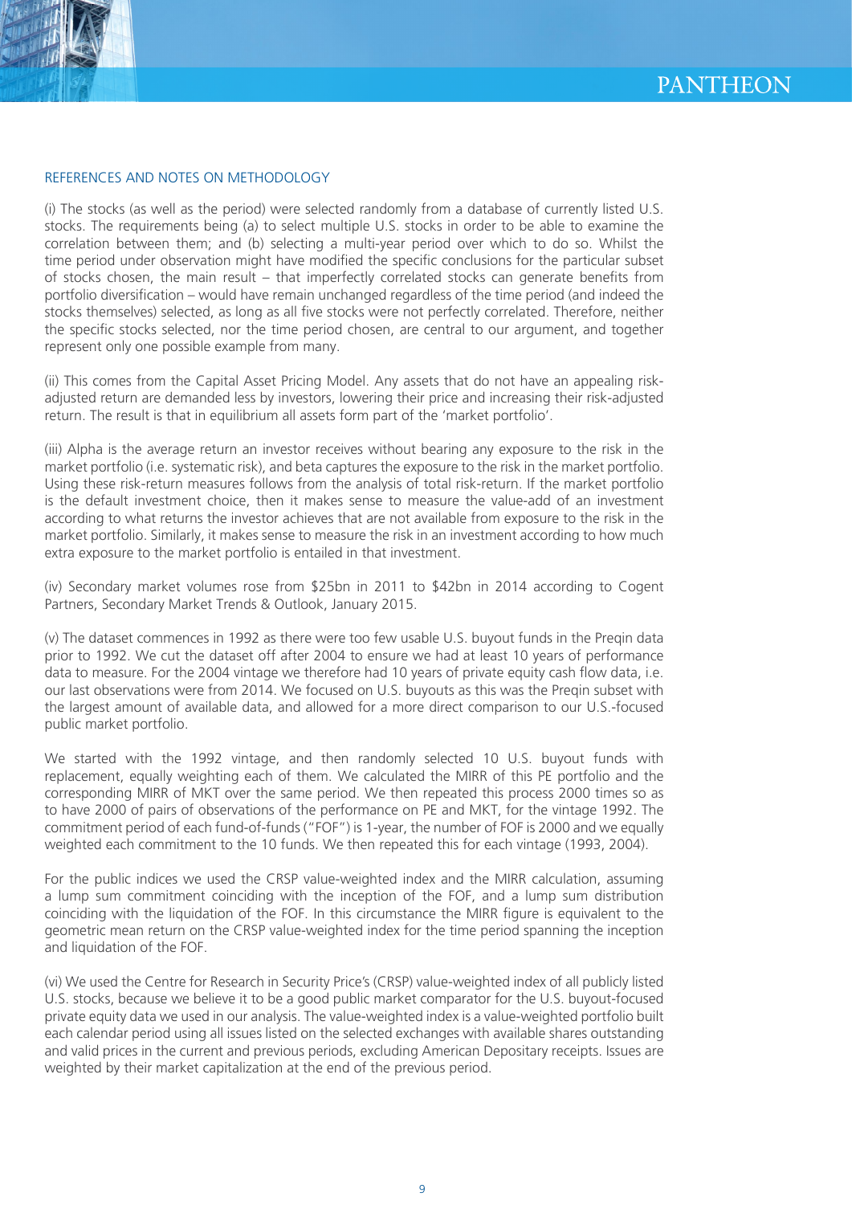## REFERENCES AND NOTES ON METHODOLOGY

(i) The stocks (as well as the period) were selected randomly from a database of currently listed U.S. stocks. The requirements being (a) to select multiple U.S. stocks in order to be able to examine the correlation between them; and (b) selecting a multi-year period over which to do so. Whilst the time period under observation might have modified the specific conclusions for the particular subset of stocks chosen, the main result – that imperfectly correlated stocks can generate benefits from portfolio diversification – would have remain unchanged regardless of the time period (and indeed the stocks themselves) selected, as long as all five stocks were not perfectly correlated. Therefore, neither the specific stocks selected, nor the time period chosen, are central to our argument, and together represent only one possible example from many.

(ii) This comes from the Capital Asset Pricing Model. Any assets that do not have an appealing risk-adjusted return are demanded less by investors, lowering their price and increasing their risk-adjusted return. The result is that in equilibrium all assets form part of the 'market portfolio'.

(iii) Alpha is the average return an investor receives without bearing any exposure to the risk in the market portfolio (i.e. systematic risk), and beta captures the exposure to the risk in the market portfolio. Using these risk-return measures follows from the analysis of total risk-return. If the market portfolio is the default investment choice, then it makes sense to measure the value-add of an investment according to what returns the investor achieves that are not available from exposure to the risk in the market portfolio. Similarly, it makes sense to measure the risk in an investment according to how much extra exposure to the market portfolio is entailed in that investment.

(iv) Secondary market volumes rose from $25bn in 2011 to $42bn in 2014 according to Cogent Partners, Secondary Market Trends & Outlook, January 2015.

(v) The dataset commences in 1992 as there were too few usable U.S. buyout funds in the Preqin data prior to 1992. We cut the dataset off after 2004 to ensure we had at least 10 years of performance data to measure. For the 2004 vintage we therefore had 10 years of private equity cash flow data, i.e. our last observations were from 2014. We focused on U.S. buyouts as this was the Preqin subset with the largest amount of available data, and allowed for a more direct comparison to our U.S.-focused public market portfolio.

We started with the 1992 vintage, and then randomly selected 10 U.S. buyout funds with replacement, equally weighting each of them. We calculated the MIRR of this PE portfolio and the corresponding MIRR of MKT over the same period. We then repeated this process 2000 times so as to have 2000 of pairs of observations of the performance on PE and MKT, for the vintage 1992. The commitment period of each fund-of-funds ("FOF") is 1-year, the number of FOF is 2000 and we equally weighted each commitment to the 10 funds. We then repeated this for each vintage (1993, 2004).

For the public indices we used the CRSP value-weighted index and the MIRR calculation, assuming a lump sum commitment coinciding with the inception of the FOF, and a lump sum distribution coinciding with the liquidation of the FOF. In this circumstance the MIRR figure is equivalent to the geometric mean return on the CRSP value-weighted index for the time period spanning the inception and liquidation of the FOF.

(vi) We used the Centre for Research in Security Price's (CRSP) value-weighted index of all publicly listed U.S. stocks, because we believe it to be a good public market comparator for the U.S. buyout-focused private equity data we used in our analysis. The value-weighted index is a value-weighted portfolio built each calendar period using all issues listed on the selected exchanges with available shares outstanding and valid prices in the current and previous periods, excluding American Depositary receipts. Issues are weighted by their market capitalization at the end of the previous period.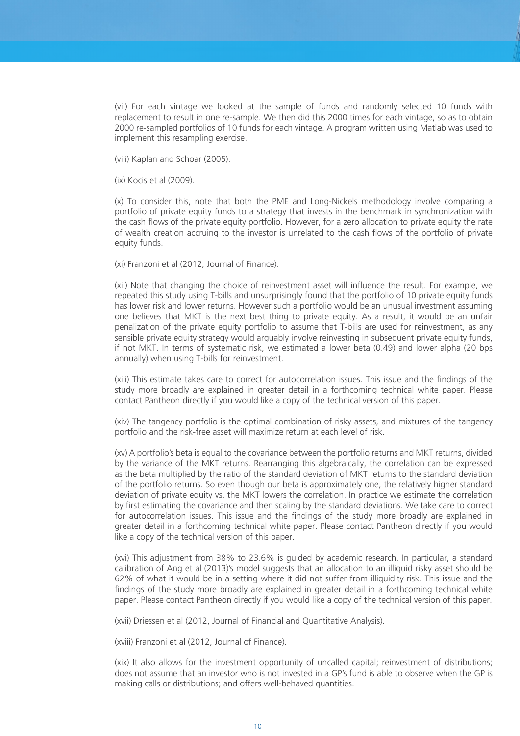(vii) For each vintage we looked at the sample of funds and randomly selected 10 funds with replacement to result in one re-sample. We then did this 2000 times for each vintage, so as to obtain 2000 re-sampled portfolios of 10 funds for each vintage. A program written using Matlab was used to implement this resampling exercise.

(viii) Kaplan and Schoar (2005).

(ix) Kocis et al (2009).

(x) To consider this, note that both the PME and Long-Nickels methodology involve comparing a portfolio of private equity funds to a strategy that invests in the benchmark in synchronization with the cash flows of the private equity portfolio. However, for a zero allocation to private equity the rate of wealth creation accruing to the investor is unrelated to the cash flows of the portfolio of private equity funds.

(xi) Franzoni et al (2012, Journal of Finance).

(xii) Note that changing the choice of reinvestment asset will influence the result. For example, we repeated this study using T-bills and unsurprisingly found that the portfolio of 10 private equity funds has lower risk and lower returns. However such a portfolio would be an unusual investment assuming one believes that MKT is the next best thing to private equity. As a result, it would be an unfair penalization of the private equity portfolio to assume that T-bills are used for reinvestment, as any sensible private equity strategy would arguably involve reinvesting in subsequent private equity funds, if not MKT. In terms of systematic risk, we estimated a lower beta (0.49) and lower alpha (20 bps annually) when using T-bills for reinvestment.

(xiii) This estimate takes care to correct for autocorrelation issues. This issue and the findings of the study more broadly are explained in greater detail in a forthcoming technical white paper. Please contact Pantheon directly if you would like a copy of the technical version of this paper.

(xiv) The tangency portfolio is the optimal combination of risky assets, and mixtures of the tangency portfolio and the risk-free asset will maximize return at each level of risk.

(xv) A portfolio's beta is equal to the covariance between the portfolio returns and MKT returns, divided by the variance of the MKT returns. Rearranging this algebraically, the correlation can be expressed as the beta multiplied by the ratio of the standard deviation of MKT returns to the standard deviation of the portfolio returns. So even though our beta is approximately one, the relatively higher standard deviation of private equity vs. the MKT lowers the correlation. In practice we estimate the correlation by first estimating the covariance and then scaling by the standard deviations. We take care to correct for autocorrelation issues. This issue and the findings of the study more broadly are explained in greater detail in a forthcoming technical white paper. Please contact Pantheon directly if you would like a copy of the technical version of this paper.

(xvi) This adjustment from 38% to 23.6% is guided by academic research. In particular, a standard calibration of Ang et al (2013)'s model suggests that an allocation to an illiquid risky asset should be 62% of what it would be in a setting where it did not suffer from illiquidity risk. This issue and the findings of the study more broadly are explained in greater detail in a forthcoming technical white paper. Please contact Pantheon directly if you would like a copy of the technical version of this paper.

(xvii) Driessen et al (2012, Journal of Financial and Quantitative Analysis).

(xviii) Franzoni et al (2012, Journal of Finance).

(xix) It also allows for the investment opportunity of uncalled capital; reinvestment of distributions; does not assume that an investor who is not invested in a GP's fund is able to observe when the GP is making calls or distributions; and offers well-behaved quantities.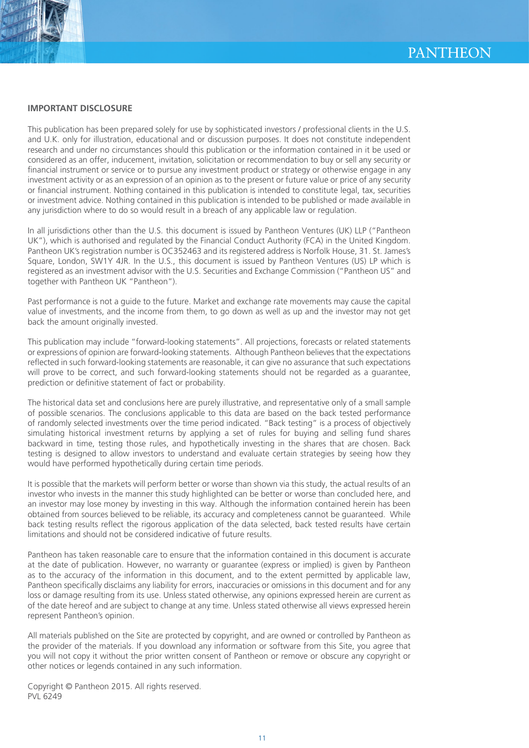## IMPORTANT DISCLOSURE

This publication has been prepared solely for use by sophisticated investors / professional clients in the U.S. and U.K. only for illustration, educational and or discussion purposes. It does not constitute independent research and under no circumstances should this publication or the information contained in it be used or considered as an offer, inducement, invitation, solicitation or recommendation to buy or sell any security or financial instrument or service or to pursue any investment product or strategy or otherwise engage in any investment activity or as an expression of an opinion as to the present or future value or price of any security or financial instrument. Nothing contained in this publication is intended to constitute legal, tax, securities or investment advice. Nothing contained in this publication is intended to be published or made available in any jurisdiction where to do so would result in a breach of any applicable law or regulation.

In all jurisdictions other than the U.S. this document is issued by Pantheon Ventures (UK) LLP ("Pantheon UK"), which is authorised and regulated by the Financial Conduct Authority (FCA) in the United Kingdom. Pantheon UK's registration number is OC352463 and its registered address is Norfolk House, 31. St. James's Square, London, SW1Y 4JR. In the U.S., this document is issued by Pantheon Ventures (US) LP which is registered as an investment advisor with the U.S. Securities and Exchange Commission ("Pantheon US" and together with Pantheon UK "Pantheon").

Past performance is not a guide to the future. Market and exchange rate movements may cause the capital value of investments, and the income from them, to go down as well as up and the investor may not get back the amount originally invested.

This publication may include "forward-looking statements". All projections, forecasts or related statements or expressions of opinion are forward-looking statements. Although Pantheon believes that the expectations reflected in such forward-looking statements are reasonable, it can give no assurance that such expectations will prove to be correct, and such forward-looking statements should not be regarded as a guarantee, prediction or definitive statement of fact or probability.

The historical data set and conclusions here are purely illustrative, and representative only of a small sample of possible scenarios. The conclusions applicable to this data are based on the back tested performance of randomly selected investments over the time period indicated. "Back testing" is a process of objectively simulating historical investment returns by applying a set of rules for buying and selling fund shares backward in time, testing those rules, and hypothetically investing in the shares that are chosen. Back testing is designed to allow investors to understand and evaluate certain strategies by seeing how they would have performed hypothetically during certain time periods.

It is possible that the markets will perform better or worse than shown via this study, the actual results of an investor who invests in the manner this study highlighted can be better or worse than concluded here, and an investor may lose money by investing in this way. Although the information contained herein has been obtained from sources believed to be reliable, its accuracy and completeness cannot be guaranteed. While back testing results reflect the rigorous application of the data selected, back tested results have certain limitations and should not be considered indicative of future results.

Pantheon has taken reasonable care to ensure that the information contained in this document is accurate at the date of publication. However, no warranty or guarantee (express or implied) is given by Pantheon as to the accuracy of the information in this document, and to the extent permitted by applicable law, Pantheon specifically disclaims any liability for errors, inaccuracies or omissions in this document and for any loss or damage resulting from its use. Unless stated otherwise, any opinions expressed herein are current as of the date hereof and are subject to change at any time. Unless stated otherwise all views expressed herein represent Pantheon's opinion.

All materials published on the Site are protected by copyright, and are owned or controlled by Pantheon as the provider of the materials. If you download any information or software from this Site, you agree that you will not copy it without the prior written consent of Pantheon or remove or obscure any copyright or other notices or legends contained in any such information.

Copyright © Pantheon 2015. All rights reserved.
PVL 6249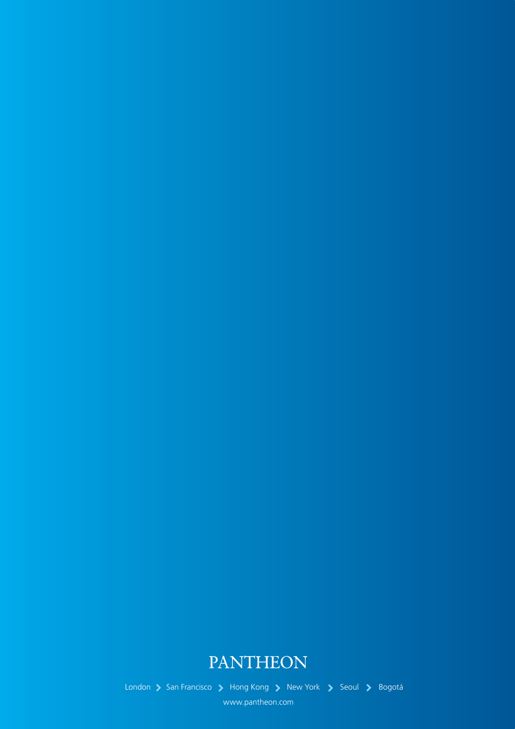PANTHEON

London > San Francisco > Hong Kong > New York > Seoul > Bogotá

www.pantheon.com